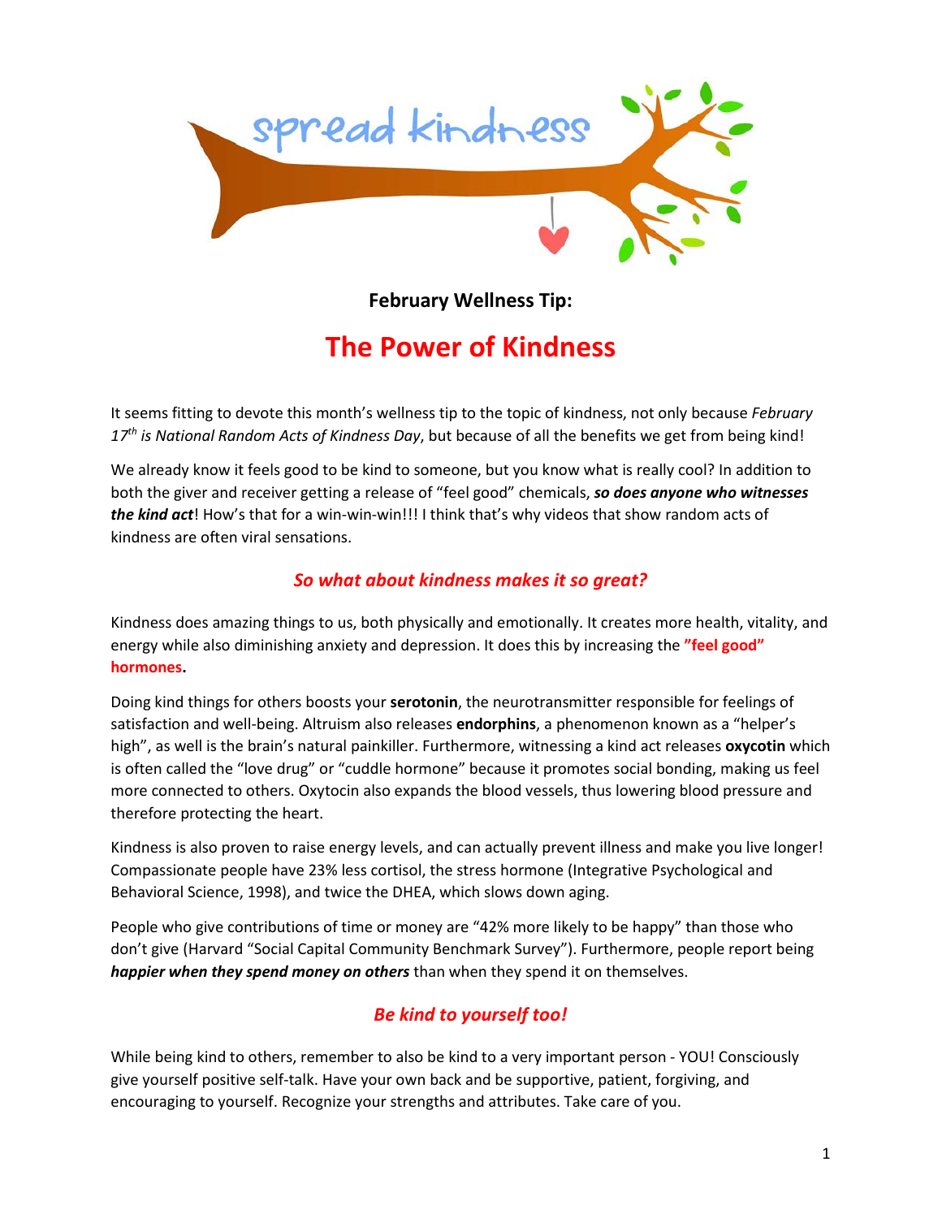spread kindness

**February Wellness Tip:**

# The Power of Kindness

It seems fitting to devote this month's wellness tip to the topic of kindness, not only because *February 17th is National Random Acts of Kindness Day*, but because of all the benefits we get from being kind!

We already know it feels good to be kind to someone, but you know what is really cool? In addition to both the giver and receiver getting a release of "feel good" chemicals, ***so does anyone who witnesses the kind act***! How's that for a win-win-win!!! I think that's why videos that show random acts of kindness are often viral sensations.

## *So what about kindness makes it so great?*

Kindness does amazing things to us, both physically and emotionally. It creates more health, vitality, and energy while also diminishing anxiety and depression. It does this by increasing the **"feel good" hormones.**

Doing kind things for others boosts your **serotonin**, the neurotransmitter responsible for feelings of satisfaction and well-being. Altruism also releases **endorphins**, a phenomenon known as a "helper's high", as well is the brain's natural painkiller. Furthermore, witnessing a kind act releases **oxycotin** which is often called the "love drug" or "cuddle hormone" because it promotes social bonding, making us feel more connected to others. Oxytocin also expands the blood vessels, thus lowering blood pressure and therefore protecting the heart.

Kindness is also proven to raise energy levels, and can actually prevent illness and make you live longer! Compassionate people have 23% less cortisol, the stress hormone (Integrative Psychological and Behavioral Science, 1998), and twice the DHEA, which slows down aging.

People who give contributions of time or money are "42% more likely to be happy" than those who don't give (Harvard "Social Capital Community Benchmark Survey"). Furthermore, people report being ***happier when they spend money on others*** than when they spend it on themselves.

## *Be kind to yourself too!*

While being kind to others, remember to also be kind to a very important person - YOU! Consciously give yourself positive self-talk. Have your own back and be supportive, patient, forgiving, and encouraging to yourself. Recognize your strengths and attributes. Take care of you.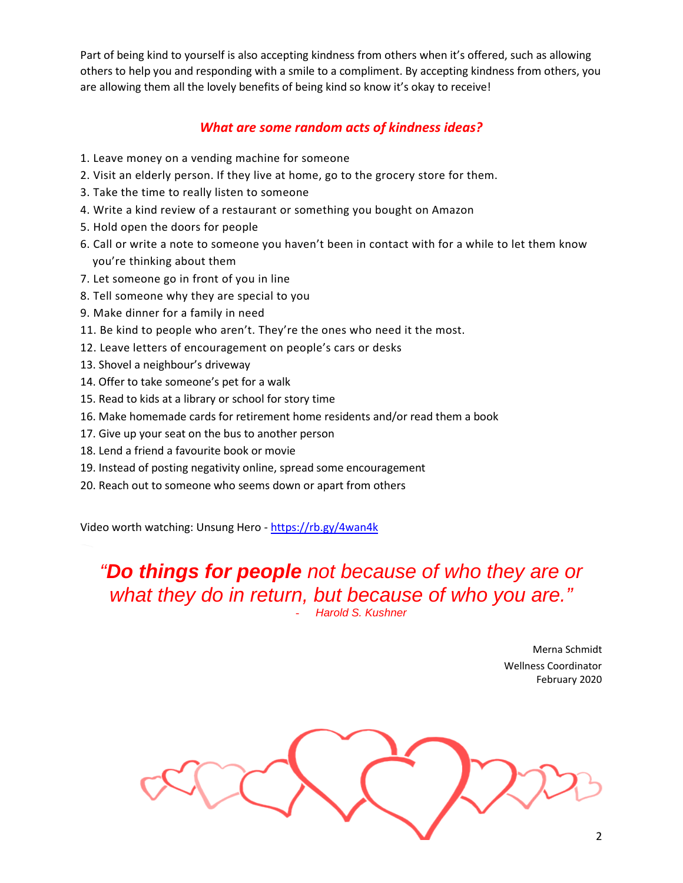Part of being kind to yourself is also accepting kindness from others when it's offered, such as allowing others to help you and responding with a smile to a compliment. By accepting kindness from others, you are allowing them all the lovely benefits of being kind so know it's okay to receive!

### *What are some random acts of kindness ideas?*

1. Leave money on a vending machine for someone
2. Visit an elderly person. If they live at home, go to the grocery store for them.
3. Take the time to really listen to someone
4. Write a kind review of a restaurant or something you bought on Amazon
5. Hold open the doors for people
6. Call or write a note to someone you haven't been in contact with for a while to let them know you're thinking about them
7. Let someone go in front of you in line
8. Tell someone why they are special to you
9. Make dinner for a family in need
11. Be kind to people who aren't. They're the ones who need it the most.
12. Leave letters of encouragement on people's cars or desks
13. Shovel a neighbour's driveway
14. Offer to take someone's pet for a walk
15. Read to kids at a library or school for story time
16. Make homemade cards for retirement home residents and/or read them a book
17. Give up your seat on the bus to another person
18. Lend a friend a favourite book or movie
19. Instead of posting negativity online, spread some encouragement
20. Reach out to someone who seems down or apart from others

Video worth watching: Unsung Hero - [https://rb.gy/4wan4k](https://rb.gy/4wan4k)

*"**Do things for people** not because of who they are or what they do in return, but because of who you are."*
*- Harold S. Kushner*

Merna Schmidt
Wellness Coordinator
February 2020